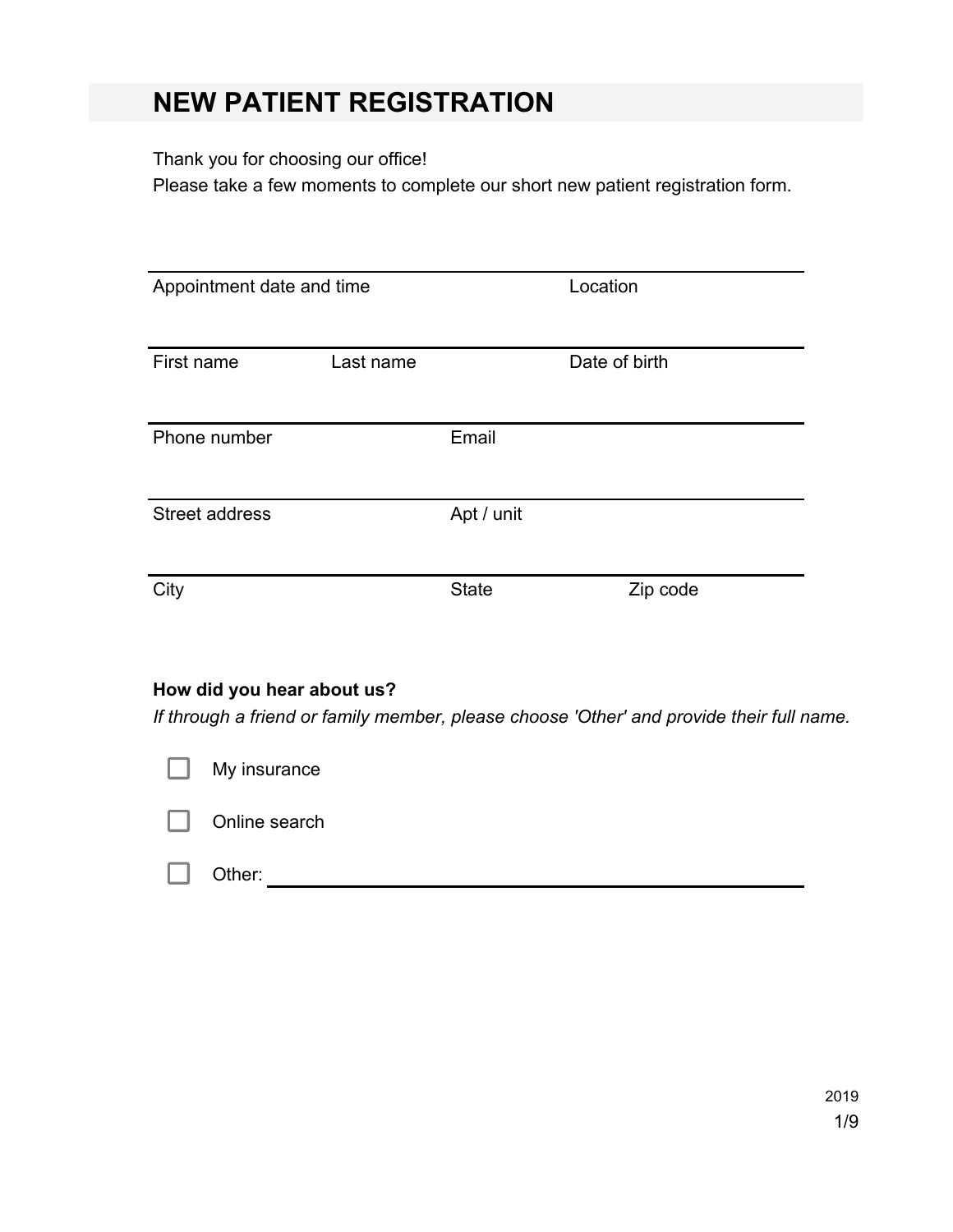# NEW PATIENT REGISTRATION

Thank you for choosing our office!
Please take a few moments to complete our short new patient registration form.

| Appointment date and time | | Location |
|---|---|---|
| | | |

| First name | Last name | Date of birth |
|---|---|---|
| | | |

| Phone number | Email |
|---|---|
| | |

| Street address | Apt / unit |
|---|---|
| | |

| City | State | Zip code |
|---|---|---|
| | | |

**How did you hear about us?**

*If through a friend or family member, please choose 'Other' and provide their full name.*

- [ ] My insurance
- [ ] Online search
- [ ] Other: ____________________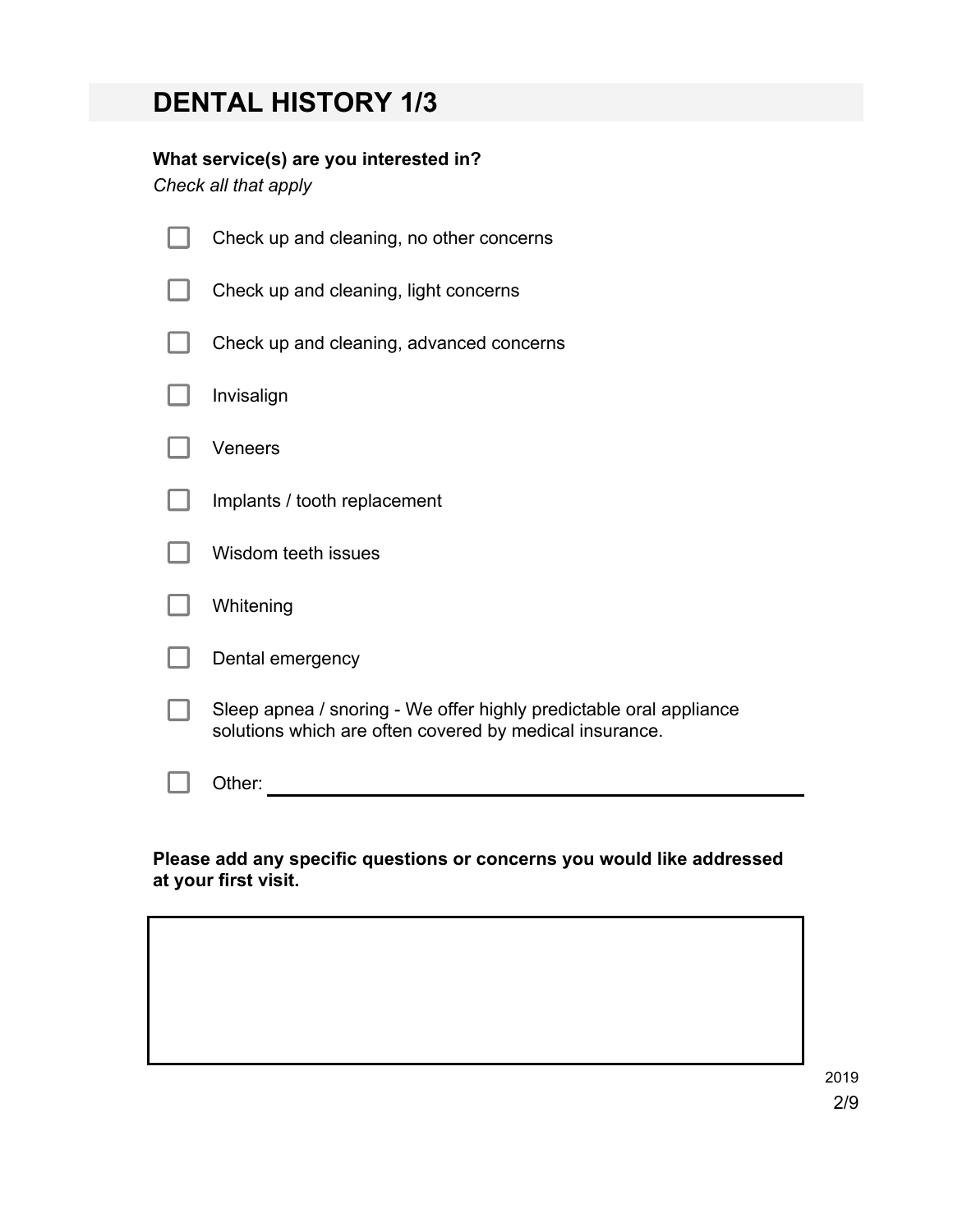# DENTAL HISTORY 1/3

**What service(s) are you interested in?**

*Check all that apply*

- [ ] Check up and cleaning, no other concerns
- [ ] Check up and cleaning, light concerns
- [ ] Check up and cleaning, advanced concerns
- [ ] Invisalign
- [ ] Veneers
- [ ] Implants / tooth replacement
- [ ] Wisdom teeth issues
- [ ] Whitening
- [ ] Dental emergency
- [ ] Sleep apnea / snoring - We offer highly predictable oral appliance solutions which are often covered by medical insurance.
- [ ] Other: ______________________________

**Please add any specific questions or concerns you would like addressed at your first visit.**

| |
|---|
| |

2019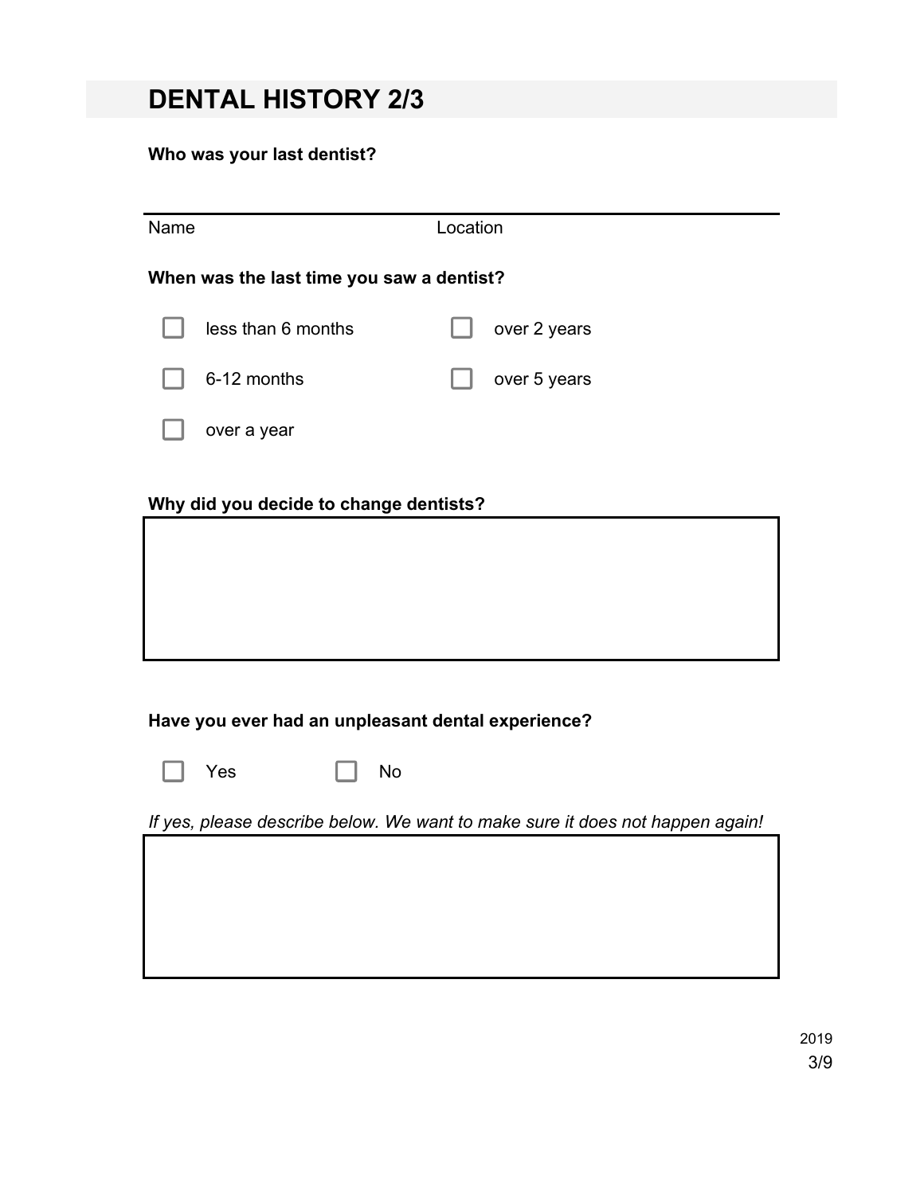# DENTAL HISTORY 2/3

**Who was your last dentist?**

Name Location

**When was the last time you saw a dentist?**

- [ ] less than 6 months
- [ ] 6-12 months
- [ ] over a year
- [ ] over 2 years
- [ ] over 5 years

**Why did you decide to change dentists?**

**Have you ever had an unpleasant dental experience?**

- [ ] Yes
- [ ] No

*If yes, please describe below. We want to make sure it does not happen again!*

2019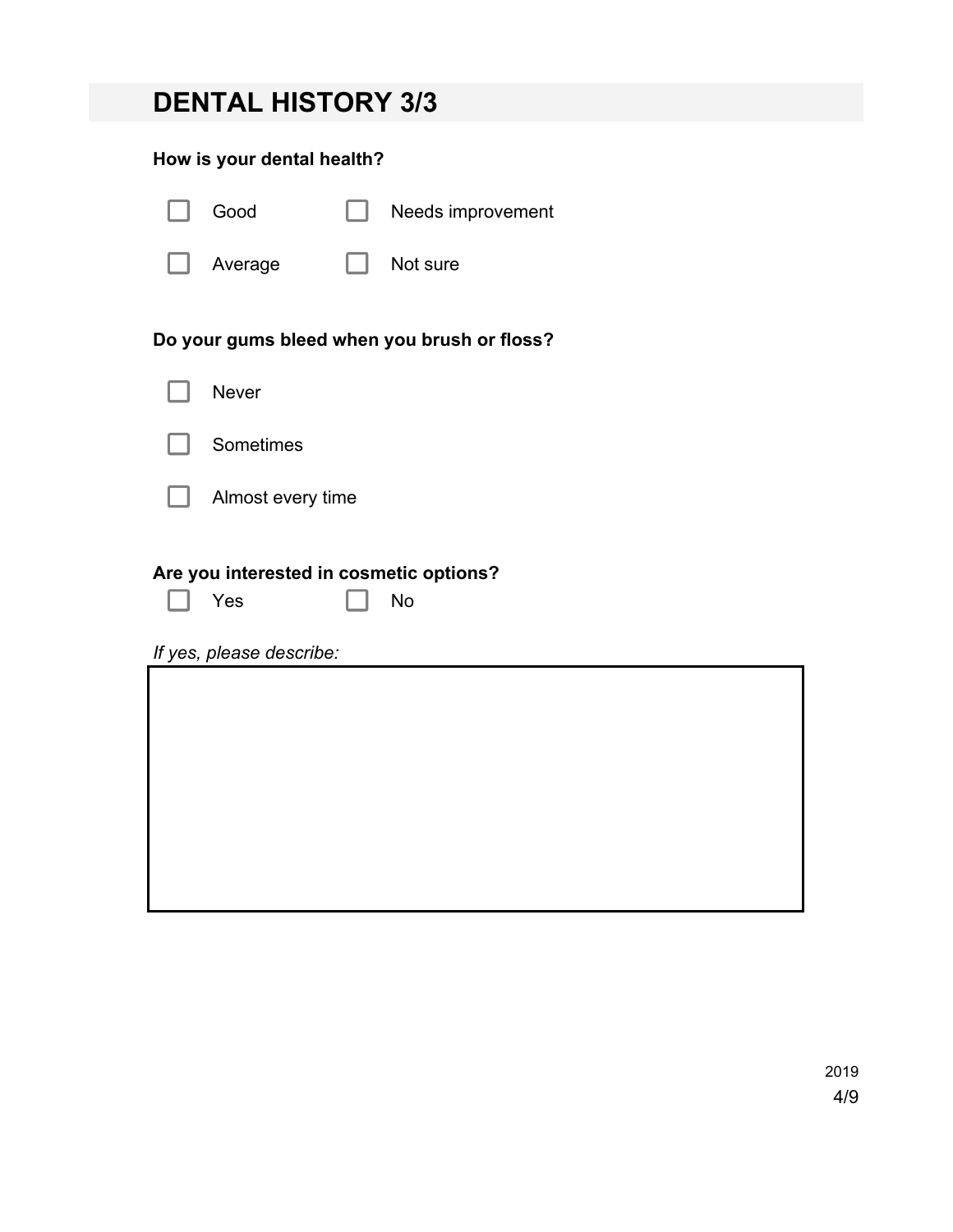## DENTAL HISTORY 3/3

**How is your dental health?**

- [ ] Good
- [ ] Needs improvement
- [ ] Average
- [ ] Not sure

**Do your gums bleed when you brush or floss?**

- [ ] Never
- [ ] Sometimes
- [ ] Almost every time

**Are you interested in cosmetic options?**

- [ ] Yes
- [ ] No

*If yes, please describe:*

2019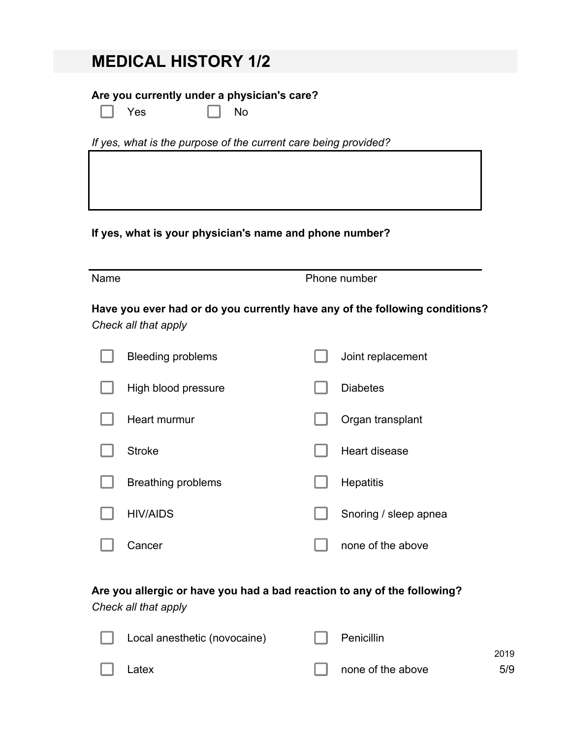# MEDICAL HISTORY 1/2

**Are you currently under a physician's care?**

- [ ] Yes
- [ ] No

*If yes, what is the purpose of the current care being provided?*

**If yes, what is your physician's name and phone number?**

Name Phone number

**Have you ever had or do you currently have any of the following conditions?**
*Check all that apply*

- [ ] Bleeding problems
- [ ] High blood pressure
- [ ] Heart murmur
- [ ] Stroke
- [ ] Breathing problems
- [ ] HIV/AIDS
- [ ] Cancer
- [ ] Joint replacement
- [ ] Diabetes
- [ ] Organ transplant
- [ ] Heart disease
- [ ] Hepatitis
- [ ] Snoring / sleep apnea
- [ ] none of the above

**Are you allergic or have you had a bad reaction to any of the following?**
*Check all that apply*

- [ ] Local anesthetic (novocaine)
- [ ] Latex
- [ ] Penicillin
- [ ] none of the above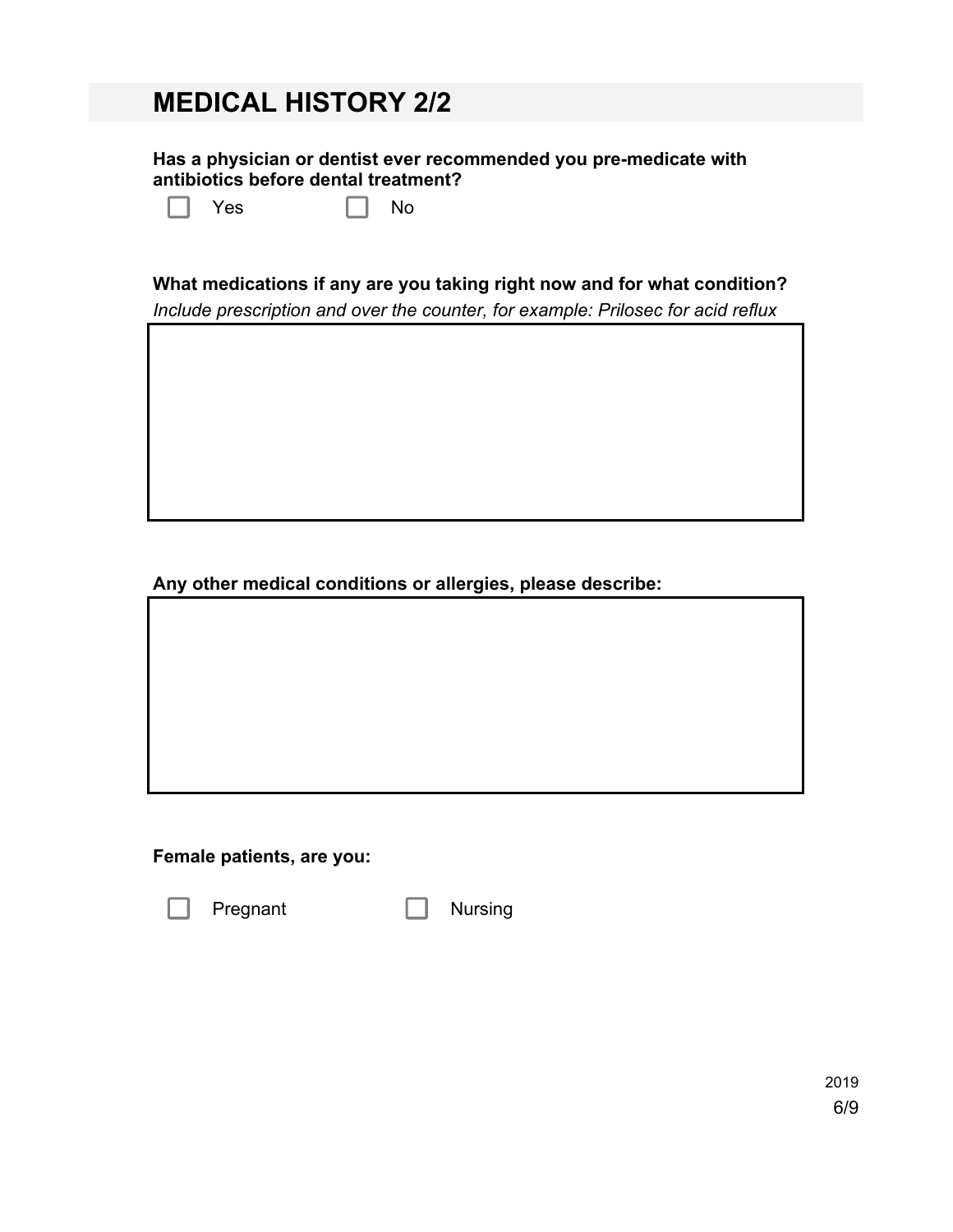# MEDICAL HISTORY 2/2

**Has a physician or dentist ever recommended you pre-medicate with antibiotics before dental treatment?**

☐ Yes ☐ No

**What medications if any are you taking right now and for what condition?**

*Include prescription and over the counter, for example: Prilosec for acid reflux*

**Any other medical conditions or allergies, please describe:**

**Female patients, are you:**

☐ Pregnant ☐ Nursing

2019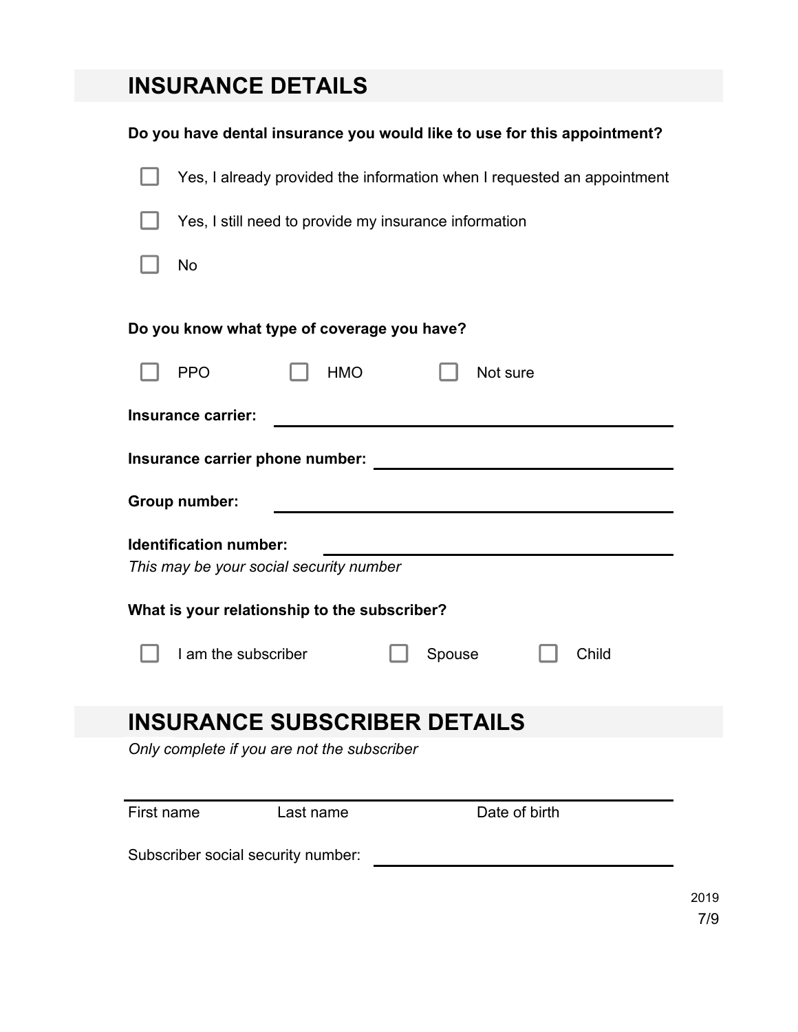## INSURANCE DETAILS

**Do you have dental insurance you would like to use for this appointment?**

- ☐ Yes, I already provided the information when I requested an appointment
- ☐ Yes, I still need to provide my insurance information
- ☐ No

**Do you know what type of coverage you have?**

☐ PPO ☐ HMO ☐ Not sure

**Insurance carrier:** \_\_\_\_\_\_\_\_\_\_\_\_\_\_\_\_\_\_\_\_\_\_\_\_\_\_\_\_\_\_

**Insurance carrier phone number:** \_\_\_\_\_\_\_\_\_\_\_\_\_\_\_\_\_\_\_\_\_\_\_\_\_\_\_\_\_\_

**Group number:** \_\_\_\_\_\_\_\_\_\_\_\_\_\_\_\_\_\_\_\_\_\_\_\_\_\_\_\_\_\_

**Identification number:** \_\_\_\_\_\_\_\_\_\_\_\_\_\_\_\_\_\_\_\_\_\_\_\_\_\_\_\_\_\_
*This may be your social security number*

**What is your relationship to the subscriber?**

☐ I am the subscriber ☐ Spouse ☐ Child

## INSURANCE SUBSCRIBER DETAILS

*Only complete if you are not the subscriber*

\_\_\_\_\_\_\_\_\_\_\_\_\_\_\_\_\_\_\_\_\_\_\_\_\_\_\_\_\_\_\_\_\_\_\_\_\_\_\_\_\_\_\_\_\_\_\_\_\_\_\_\_\_\_\_\_
First name Last name Date of birth

Subscriber social security number: \_\_\_\_\_\_\_\_\_\_\_\_\_\_\_\_\_\_\_\_\_\_\_\_\_\_\_\_\_\_

2019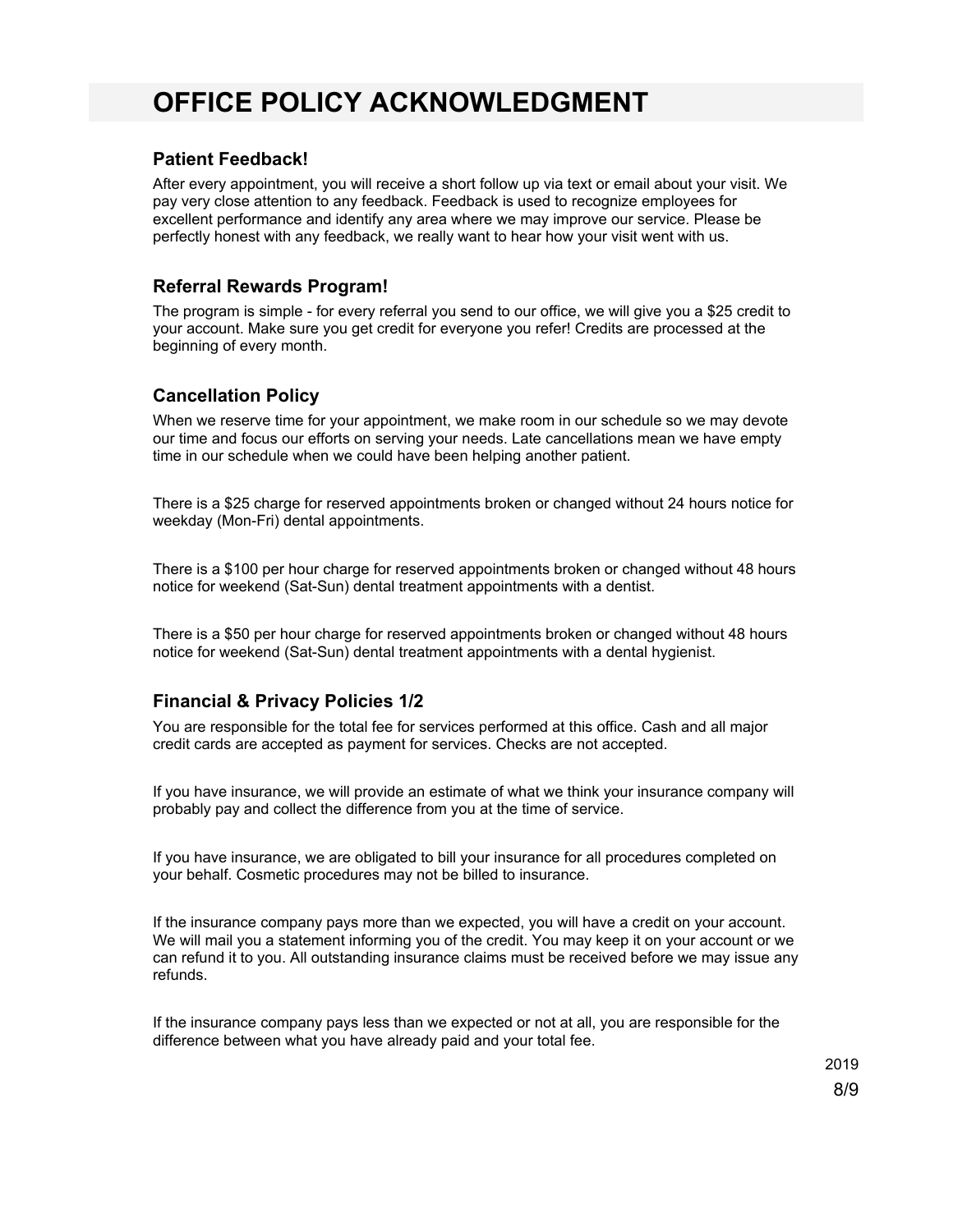# OFFICE POLICY ACKNOWLEDGMENT

### Patient Feedback!

After every appointment, you will receive a short follow up via text or email about your visit. We pay very close attention to any feedback. Feedback is used to recognize employees for excellent performance and identify any area where we may improve our service. Please be perfectly honest with any feedback, we really want to hear how your visit went with us.

### Referral Rewards Program!

The program is simple - for every referral you send to our office, we will give you a $25 credit to your account. Make sure you get credit for everyone you refer! Credits are processed at the beginning of every month.

### Cancellation Policy

When we reserve time for your appointment, we make room in our schedule so we may devote our time and focus our efforts on serving your needs. Late cancellations mean we have empty time in our schedule when we could have been helping another patient.

There is a $25 charge for reserved appointments broken or changed without 24 hours notice for weekday (Mon-Fri) dental appointments.

There is a $100 per hour charge for reserved appointments broken or changed without 48 hours notice for weekend (Sat-Sun) dental treatment appointments with a dentist.

There is a $50 per hour charge for reserved appointments broken or changed without 48 hours notice for weekend (Sat-Sun) dental treatment appointments with a dental hygienist.

### Financial & Privacy Policies 1/2

You are responsible for the total fee for services performed at this office. Cash and all major credit cards are accepted as payment for services. Checks are not accepted.

If you have insurance, we will provide an estimate of what we think your insurance company will probably pay and collect the difference from you at the time of service.

If you have insurance, we are obligated to bill your insurance for all procedures completed on your behalf. Cosmetic procedures may not be billed to insurance.

If the insurance company pays more than we expected, you will have a credit on your account. We will mail you a statement informing you of the credit. You may keep it on your account or we can refund it to you. All outstanding insurance claims must be received before we may issue any refunds.

If the insurance company pays less than we expected or not at all, you are responsible for the difference between what you have already paid and your total fee.

2019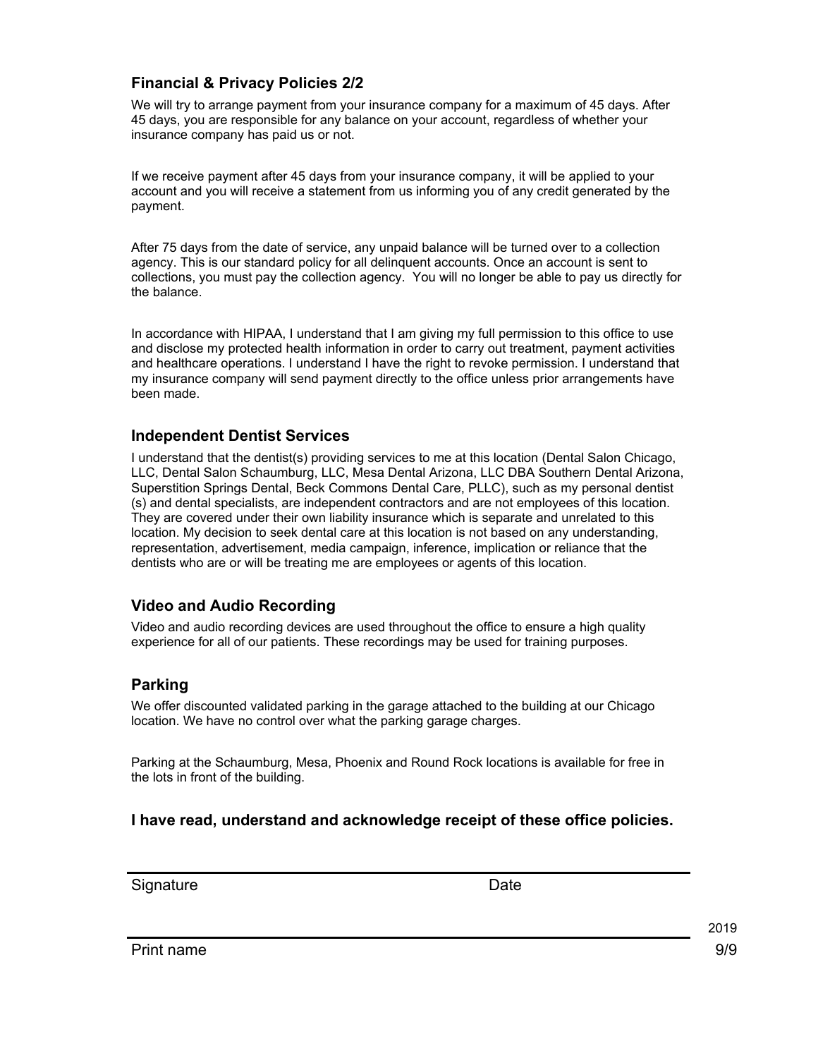### Financial & Privacy Policies 2/2

We will try to arrange payment from your insurance company for a maximum of 45 days. After 45 days, you are responsible for any balance on your account, regardless of whether your insurance company has paid us or not.

If we receive payment after 45 days from your insurance company, it will be applied to your account and you will receive a statement from us informing you of any credit generated by the payment.

After 75 days from the date of service, any unpaid balance will be turned over to a collection agency. This is our standard policy for all delinquent accounts. Once an account is sent to collections, you must pay the collection agency. You will no longer be able to pay us directly for the balance.

In accordance with HIPAA, I understand that I am giving my full permission to this office to use and disclose my protected health information in order to carry out treatment, payment activities and healthcare operations. I understand I have the right to revoke permission. I understand that my insurance company will send payment directly to the office unless prior arrangements have been made.

### Independent Dentist Services

I understand that the dentist(s) providing services to me at this location (Dental Salon Chicago, LLC, Dental Salon Schaumburg, LLC, Mesa Dental Arizona, LLC DBA Southern Dental Arizona, Superstition Springs Dental, Beck Commons Dental Care, PLLC), such as my personal dentist (s) and dental specialists, are independent contractors and are not employees of this location. They are covered under their own liability insurance which is separate and unrelated to this location. My decision to seek dental care at this location is not based on any understanding, representation, advertisement, media campaign, inference, implication or reliance that the dentists who are or will be treating me are employees or agents of this location.

### Video and Audio Recording

Video and audio recording devices are used throughout the office to ensure a high quality experience for all of our patients. These recordings may be used for training purposes.

### Parking

We offer discounted validated parking in the garage attached to the building at our Chicago location. We have no control over what the parking garage charges.

Parking at the Schaumburg, Mesa, Phoenix and Round Rock locations is available for free in the lots in front of the building.

### I have read, understand and acknowledge receipt of these office policies.

Signature Date

Print name

2019